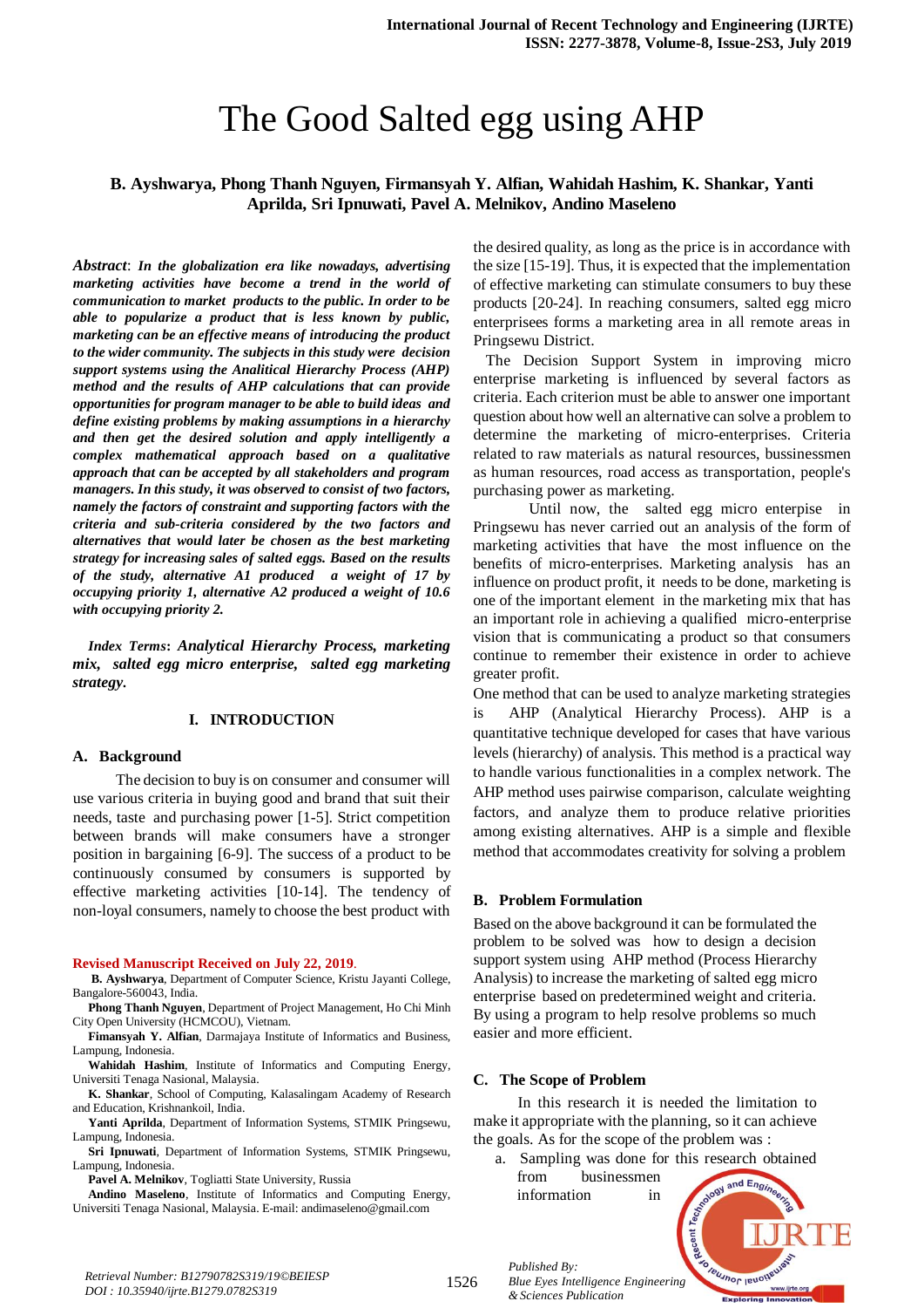# The Good Salted egg using AHP

**B. Ayshwarya, Phong Thanh Nguyen, Firmansyah Y. Alfian, Wahidah Hashim, K. Shankar, Yanti Aprilda, Sri Ipnuwati, Pavel A. Melnikov, Andino Maseleno**

***Abstract*: *In the globalization era like nowadays, advertising marketing activities have become a trend in the world of communication to market products to the public. In order to be able to popularize a product that is less known by public, marketing can be an effective means of introducing the product to the wider community. The subjects in this study were decision support systems using the Analitical Hierarchy Process (AHP) method and the results of AHP calculations that can provide opportunities for program manager to be able to build ideas and define existing problems by making assumptions in a hierarchy and then get the desired solution and apply intelligently a complex mathematical approach based on a qualitative approach that can be accepted by all stakeholders and program managers. In this study, it was observed to consist of two factors, namely the factors of constraint and supporting factors with the criteria and sub-criteria considered by the two factors and alternatives that would later be chosen as the best marketing strategy for increasing sales of salted eggs. Based on the results of the study, alternative A1 produced a weight of 17 by occupying priority 1, alternative A2 produced a weight of 10.6 with occupying priority 2.***

***Index Terms*: *Analytical Hierarchy Process, marketing mix, salted egg micro enterprise, salted egg marketing strategy.***

## I. INTRODUCTION

### A. Background

The decision to buy is on consumer and consumer will use various criteria in buying good and brand that suit their needs, taste and purchasing power [1-5]. Strict competition between brands will make consumers have a stronger position in bargaining [6-9]. The success of a product to be continuously consumed by consumers is supported by effective marketing activities [10-14]. The tendency of non-loyal consumers, namely to choose the best product with the desired quality, as long as the price is in accordance with the size [15-19]. Thus, it is expected that the implementation of effective marketing can stimulate consumers to buy these products [20-24]. In reaching consumers, salted egg micro enterprisees forms a marketing area in all remote areas in Pringsewu District.

The Decision Support System in improving micro enterprise marketing is influenced by several factors as criteria. Each criterion must be able to answer one important question about how well an alternative can solve a problem to determine the marketing of micro-enterprises. Criteria related to raw materials as natural resources, bussinessmen as human resources, road access as transportation, people's purchasing power as marketing.

Until now, the salted egg micro enterpise in Pringsewu has never carried out an analysis of the form of marketing activities that have the most influence on the benefits of micro-enterprises. Marketing analysis has an influence on product profit, it needs to be done, marketing is one of the important element in the marketing mix that has an important role in achieving a qualified micro-enterprise vision that is communicating a product so that consumers continue to remember their existence in order to achieve greater profit.

One method that can be used to analyze marketing strategies is AHP (Analytical Hierarchy Process). AHP is a quantitative technique developed for cases that have various levels (hierarchy) of analysis. This method is a practical way to handle various functionalities in a complex network. The AHP method uses pairwise comparison, calculate weighting factors, and analyze them to produce relative priorities among existing alternatives. AHP is a simple and flexible method that accommodates creativity for solving a problem

### B. Problem Formulation

Based on the above background it can be formulated the problem to be solved was how to design a decision support system using AHP method (Process Hierarchy Analysis) to increase the marketing of salted egg micro enterprise based on predetermined weight and criteria. By using a program to help resolve problems so much easier and more efficient.

### C. The Scope of Problem

In this research it is needed the limitation to make it appropriate with the planning, so it can achieve the goals. As for the scope of the problem was :

a. Sampling was done for this research obtained from businessmen information in

**Revised Manuscript Received on July 22, 2019.**

**B. Ayshwarya**, Department of Computer Science, Kristu Jayanti College, Bangalore-560043, India.

**Phong Thanh Nguyen**, Department of Project Management, Ho Chi Minh City Open University (HCMCOU), Vietnam.

**Fimansyah Y. Alfian**, Darmajaya Institute of Informatics and Business, Lampung, Indonesia.

**Wahidah Hashim**, Institute of Informatics and Computing Energy, Universiti Tenaga Nasional, Malaysia.

**K. Shankar**, School of Computing, Kalasalingam Academy of Research and Education, Krishnankoil, India.

**Yanti Aprilda**, Department of Information Systems, STMIK Pringsewu, Lampung, Indonesia.

**Sri Ipnuwati**, Department of Information Systems, STMIK Pringsewu, Lampung, Indonesia.

**Pavel A. Melnikov**, Togliatti State University, Russia

**Andino Maseleno**, Institute of Informatics and Computing Energy, Universiti Tenaga Nasional, Malaysia. E-mail: andimaseleno@gmail.com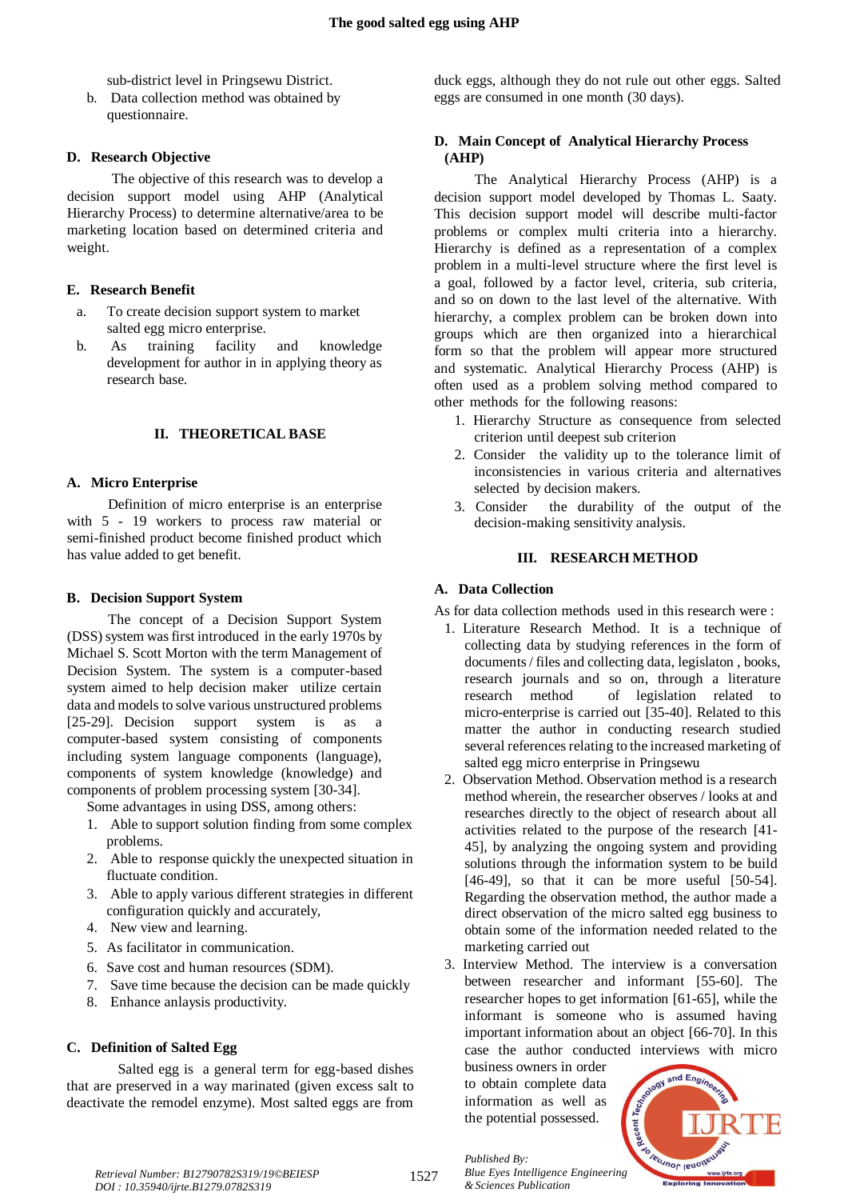sub-district level in Pringsewu District.

b. Data collection method was obtained by questionnaire.

### D. Research Objective

The objective of this research was to develop a decision support model using AHP (Analytical Hierarchy Process) to determine alternative/area to be marketing location based on determined criteria and weight.

### E. Research Benefit

a. To create decision support system to market salted egg micro enterprise.

b. As training facility and knowledge development for author in in applying theory as research base.

## II. THEORETICAL BASE

### A. Micro Enterprise

Definition of micro enterprise is an enterprise with 5 - 19 workers to process raw material or semi-finished product become finished product which has value added to get benefit.

### B. Decision Support System

The concept of a Decision Support System (DSS) system was first introduced in the early 1970s by Michael S. Scott Morton with the term Management of Decision System. The system is a computer-based system aimed to help decision maker utilize certain data and models to solve various unstructured problems [25-29]. Decision support system is as a computer-based system consisting of components including system language components (language), components of system knowledge (knowledge) and components of problem processing system [30-34].

Some advantages in using DSS, among others:

1. Able to support solution finding from some complex problems.
2. Able to response quickly the unexpected situation in fluctuate condition.
3. Able to apply various different strategies in different configuration quickly and accurately,
4. New view and learning.
5. As facilitator in communication.
6. Save cost and human resources (SDM).
7. Save time because the decision can be made quickly
8. Enhance anlaysis productivity.

### C. Definition of Salted Egg

Salted egg is a general term for egg-based dishes that are preserved in a way marinated (given excess salt to deactivate the remodel enzyme). Most salted eggs are from duck eggs, although they do not rule out other eggs. Salted eggs are consumed in one month (30 days).

### D. Main Concept of Analytical Hierarchy Process (AHP)

The Analytical Hierarchy Process (AHP) is a decision support model developed by Thomas L. Saaty. This decision support model will describe multi-factor problems or complex multi criteria into a hierarchy. Hierarchy is defined as a representation of a complex problem in a multi-level structure where the first level is a goal, followed by a factor level, criteria, sub criteria, and so on down to the last level of the alternative. With hierarchy, a complex problem can be broken down into groups which are then organized into a hierarchical form so that the problem will appear more structured and systematic. Analytical Hierarchy Process (AHP) is often used as a problem solving method compared to other methods for the following reasons:

1. Hierarchy Structure as consequence from selected criterion until deepest sub criterion
2. Consider the validity up to the tolerance limit of inconsistencies in various criteria and alternatives selected by decision makers.
3. Consider the durability of the output of the decision-making sensitivity analysis.

## III. RESEARCH METHOD

### A. Data Collection

As for data collection methods used in this research were :

1. Literature Research Method. It is a technique of collecting data by studying references in the form of documents / files and collecting data, legislaton , books, research journals and so on, through a literature research method of legislation related to micro-enterprise is carried out [35-40]. Related to this matter the author in conducting research studied several references related to the increased marketing of salted egg micro enterprise in Pringsewu
2. Observation Method. Observation method is a research method wherein, the researcher observes / looks at and researches directly to the object of research about all activities related to the purpose of the research [41-45], by analyzing the ongoing system and providing solutions through the information system to be build [46-49], so that it can be more useful [50-54]. Regarding the observation method, the author made a direct observation of the micro salted egg business to obtain some of the information needed related to the marketing carried out
3. Interview Method. The interview is a conversation between researcher and informant [55-60]. The researcher hopes to get information [61-65], while the informant is someone who is assumed having important information about an object [66-70]. In this case the author conducted interviews with micro business owners in order to obtain complete data information as well as the potential possessed.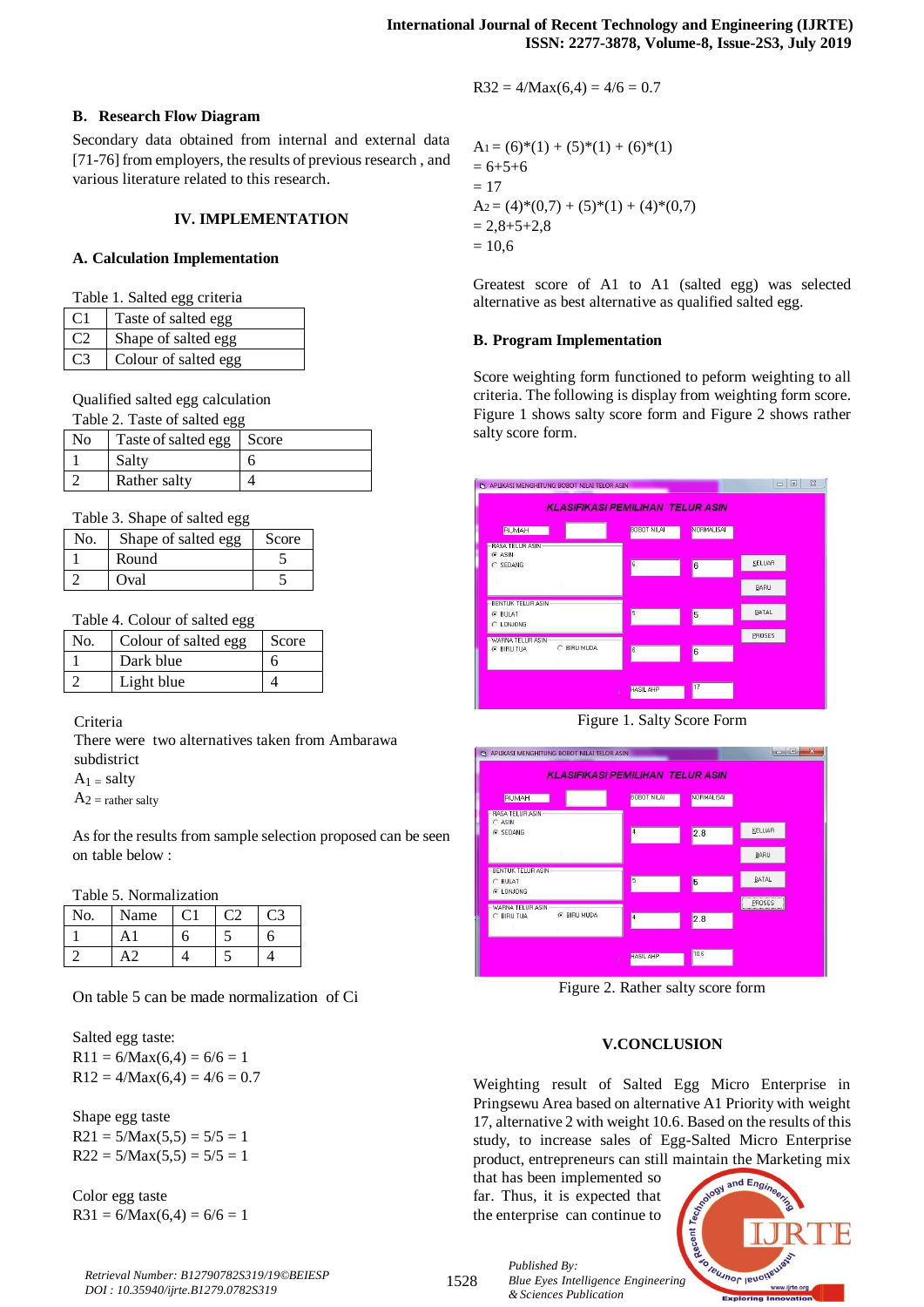## B. Research Flow Diagram

Secondary data obtained from internal and external data [71-76] from employers, the results of previous research , and various literature related to this research.

## IV. IMPLEMENTATION

### A. Calculation Implementation

Table 1. Salted egg criteria

| | |
|---|---|
| C1 | Taste of salted egg |
| C2 | Shape of salted egg |
| C3 | Colour of salted egg |

Qualified salted egg calculation

Table 2. Taste of salted egg

| No | Taste of salted egg | Score |
|---|---|---|
| 1 | Salty | 6 |
| 2 | Rather salty | 4 |

Table 3. Shape of salted egg

| No. | Shape of salted egg | Score |
|---|---|---|
| 1 | Round | 5 |
| 2 | Oval | 5 |

Table 4. Colour of salted egg

| No. | Colour of salted egg | Score |
|---|---|---|
| 1 | Dark blue | 6 |
| 2 | Light blue | 4 |

Criteria

There were two alternatives taken from Ambarawa subdistrict

$A_1$ = salty

$A_2$ = rather salty

As for the results from sample selection proposed can be seen on table below :

Table 5. Normalization

| No. | Name | C1 | C2 | C3 |
|---|---|---|---|---|
| 1 | A1 | 6 | 5 | 6 |
| 2 | A2 | 4 | 5 | 4 |

On table 5 can be made normalization of Ci

Salted egg taste:

$R11 = 6/Max(6,4) = 6/6 = 1$

$R12 = 4/Max(6,4) = 4/6 = 0.7$

Shape egg taste

$R21 = 5/Max(5,5) = 5/5 = 1$

$R22 = 5/Max(5,5) = 5/5 = 1$

Color egg taste

$R31 = 6/Max(6,4) = 6/6 = 1$

$R32 = 4/Max(6,4) = 4/6 = 0.7$

$A_1 = (6)*(1) + (5)*(1) + (6)*(1)$

$= 6+5+6$

$= 17$

$A_2 = (4)*(0,7) + (5)*(1) + (4)*(0,7)$

$= 2,8+5+2,8$

$= 10,6$

Greatest score of A1 to A1 (salted egg) was selected alternative as best alternative as qualified salted egg.

### B. Program Implementation

Score weighting form functioned to peform weighting to all criteria. The following is display from weighting form score. Figure 1 shows salty score form and Figure 2 shows rather salty score form.

Figure 1. Salty Score Form

Figure 2. Rather salty score form

## V.CONCLUSION

Weighting result of Salted Egg Micro Enterprise in Pringsewu Area based on alternative A1 Priority with weight 17, alternative 2 with weight 10.6. Based on the results of this study, to increase sales of Egg-Salted Micro Enterprise product, entrepreneurs can still maintain the Marketing mix that has been implemented so far. Thus, it is expected that the enterprise can continue to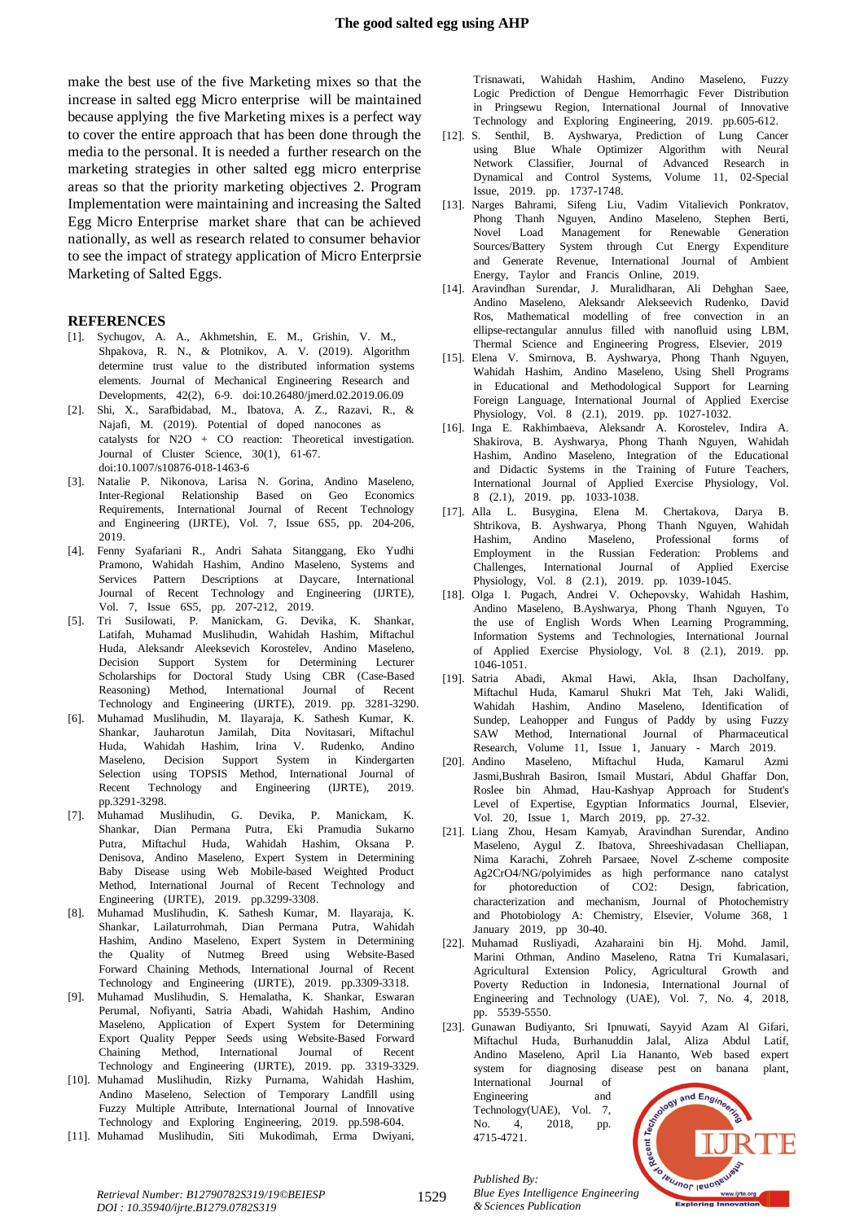make the best use of the five Marketing mixes so that the increase in salted egg Micro enterprise will be maintained because applying the five Marketing mixes is a perfect way to cover the entire approach that has been done through the media to the personal. It is needed a further research on the marketing strategies in other salted egg micro enterprise areas so that the priority marketing objectives 2. Program Implementation were maintaining and increasing the Salted Egg Micro Enterprise market share that can be achieved nationally, as well as research related to consumer behavior to see the impact of strategy application of Micro Enterprsie Marketing of Salted Eggs.

## REFERENCES

[1]. Sychugov, A. A., Akhmetshin, E. M., Grishin, V. M., Shpakova, R. N., & Plotnikov, A. V. (2019). Algorithm determine trust value to the distributed information systems elements. Journal of Mechanical Engineering Research and Developments, 42(2), 6-9. doi:10.26480/jmerd.02.2019.06.09

[2]. Shi, X., Sarafbidabad, M., Ibatova, A. Z., Razavi, R., & Najafi, M. (2019). Potential of doped nanocones as catalysts for N2O + CO reaction: Theoretical investigation. Journal of Cluster Science, 30(1), 61-67. doi:10.1007/s10876-018-1463-6

[3]. Natalie P. Nikonova, Larisa N. Gorina, Andino Maseleno, Inter-Regional Relationship Based on Geo Economics Requirements, International Journal of Recent Technology and Engineering (IJRTE), Vol. 7, Issue 6S5, pp. 204-206, 2019.

[4]. Fenny Syafariani R., Andri Sahata Sitanggang, Eko Yudhi Pramono, Wahidah Hashim, Andino Maseleno, Systems and Services Pattern Descriptions at Daycare, International Journal of Recent Technology and Engineering (IJRTE), Vol. 7, Issue 6S5, pp. 207-212, 2019.

[5]. Tri Susilowati, P. Manickam, G. Devika, K. Shankar, Latifah, Muhamad Muslihudin, Wahidah Hashim, Miftachul Huda, Aleksandr Aleeksevich Korostelev, Andino Maseleno, Decision Support System for Determining Lecturer Scholarships for Doctoral Study Using CBR (Case-Based Reasoning) Method, International Journal of Recent Technology and Engineering (IJRTE), 2019. pp. 3281-3290.

[6]. Muhamad Muslihudin, M. Ilayaraja, K. Sathesh Kumar, K. Shankar, Jauharotun Jamilah, Dita Novitasari, Miftachul Huda, Wahidah Hashim, Irina V. Rudenko, Andino Maseleno, Decision Support System in Kindergarten Selection using TOPSIS Method, International Journal of Recent Technology and Engineering (IJRTE), 2019. pp.3291-3298.

[7]. Muhamad Muslihudin, G. Devika, P. Manickam, K. Shankar, Dian Permana Putra, Eki Pramudia Sukarno Putra, Miftachul Huda, Wahidah Hashim, Oksana P. Denisova, Andino Maseleno, Expert System in Determining Baby Disease using Web Mobile-based Weighted Product Method, International Journal of Recent Technology and Engineering (IJRTE), 2019. pp.3299-3308.

[8]. Muhamad Muslihudin, K. Sathesh Kumar, M. Ilayaraja, K. Shankar, Lailaturrohmah, Dian Permana Putra, Wahidah Hashim, Andino Maseleno, Expert System in Determining the Quality of Nutmeg Breed using Website-Based Forward Chaining Methods, International Journal of Recent Technology and Engineering (IJRTE), 2019. pp.3309-3318.

[9]. Muhamad Muslihudin, S. Hemalatha, K. Shankar, Eswaran Perumal, Nofiyanti, Satria Abadi, Wahidah Hashim, Andino Maseleno, Application of Expert System for Determining Export Quality Pepper Seeds using Website-Based Forward Chaining Method, International Journal of Recent Technology and Engineering (IJRTE), 2019. pp. 3319-3329.

[10]. Muhamad Muslihudin, Rizky Purnama, Wahidah Hashim, Andino Maseleno, Selection of Temporary Landfill using Fuzzy Multiple Attribute, International Journal of Innovative Technology and Exploring Engineering, 2019. pp.598-604.

[11]. Muhamad Muslihudin, Siti Mukodimah, Erma Dwiyani, Trisnawati, Wahidah Hashim, Andino Maseleno, Fuzzy Logic Prediction of Dengue Hemorrhagic Fever Distribution in Pringsewu Region, International Journal of Innovative Technology and Exploring Engineering, 2019. pp.605-612.

[12]. S. Senthil, B. Ayshwarya, Prediction of Lung Cancer using Blue Whale Optimizer Algorithm with Neural Network Classifier, Journal of Advanced Research in Dynamical and Control Systems, Volume 11, 02-Special Issue, 2019. pp. 1737-1748.

[13]. Narges Bahrami, Sifeng Liu, Vadim Vitalievich Ponkratov, Phong Thanh Nguyen, Andino Maseleno, Stephen Berti, Novel Load Management for Renewable Generation Sources/Battery System through Cut Energy Expenditure and Generate Revenue, International Journal of Ambient Energy, Taylor and Francis Online, 2019.

[14]. Aravindhan Surendar, J. Muralidharan, Ali Dehghan Saee, Andino Maseleno, Aleksandr Alekseevich Rudenko, David Ros, Mathematical modelling of free convection in an ellipse-rectangular annulus filled with nanofluid using LBM, Thermal Science and Engineering Progress, Elsevier, 2019

[15]. Elena V. Smirnova, B. Ayshwarya, Phong Thanh Nguyen, Wahidah Hashim, Andino Maseleno, Using Shell Programs in Educational and Methodological Support for Learning Foreign Language, International Journal of Applied Exercise Physiology, Vol. 8 (2.1), 2019. pp. 1027-1032.

[16]. Inga E. Rakhimbaeva, Aleksandr A. Korostelev, Indira A. Shakirova, B. Ayshwarya, Phong Thanh Nguyen, Wahidah Hashim, Andino Maseleno, Integration of the Educational and Didactic Systems in the Training of Future Teachers, International Journal of Applied Exercise Physiology, Vol. 8 (2.1), 2019. pp. 1033-1038.

[17]. Alla L. Busygina, Elena M. Chertakova, Darya B. Shtrikova, B. Ayshwarya, Phong Thanh Nguyen, Wahidah Hashim, Andino Maseleno, Professional forms of Employment in the Russian Federation: Problems and Challenges, International Journal of Applied Exercise Physiology, Vol. 8 (2.1), 2019. pp. 1039-1045.

[18]. Olga I. Pugach, Andrei V. Ochepovsky, Wahidah Hashim, Andino Maseleno, B.Ayshwarya, Phong Thanh Nguyen, To the use of English Words When Learning Programming, Information Systems and Technologies, International Journal of Applied Exercise Physiology, Vol. 8 (2.1), 2019. pp. 1046-1051.

[19]. Satria Abadi, Akmal Hawi, Akla, Ihsan Dacholfany, Miftachul Huda, Kamarul Shukri Mat Teh, Jaki Walidi, Wahidah Hashim, Andino Maseleno, Identification of Sundep, Leahopper and Fungus of Paddy by using Fuzzy SAW Method, International Journal of Pharmaceutical Research, Volume 11, Issue 1, January - March 2019.

[20]. Andino Maseleno, Miftachul Huda, Kamarul Azmi Jasmi,Bushrah Basiron, Ismail Mustari, Abdul Ghaffar Don, Roslee bin Ahmad, Hau-Kashyap Approach for Student's Level of Expertise, Egyptian Informatics Journal, Elsevier, Vol. 20, Issue 1, March 2019, pp. 27-32.

[21]. Liang Zhou, Hesam Kamyab, Aravindhan Surendar, Andino Maseleno, Aygul Z. Ibatova, Shreeshivadasan Chelliapan, Nima Karachi, Zohreh Parsaee, Novel Z-scheme composite Ag2CrO4/NG/polyimides as high performance nano catalyst for photoreduction of CO2: Design, fabrication, characterization and mechanism, Journal of Photochemistry and Photobiology A: Chemistry, Elsevier, Volume 368, 1 January 2019, pp 30-40.

[22]. Muhamad Rusliyadi, Azaharaini bin Hj. Mohd. Jamil, Marini Othman, Andino Maseleno, Ratna Tri Kumalasari, Agricultural Extension Policy, Agricultural Growth and Poverty Reduction in Indonesia, International Journal of Engineering and Technology (UAE), Vol. 7, No. 4, 2018, pp. 5539-5550.

[23]. Gunawan Budiyanto, Sri Ipnuwati, Sayyid Azam Al Gifari, Miftachul Huda, Burhanuddin Jalal, Aliza Abdul Latif, Andino Maseleno, April Lia Hananto, Web based expert system for diagnosing disease pest on banana plant, International Journal of Engineering and Technology(UAE), Vol. 7, No. 4, 2018, pp. 4715-4721.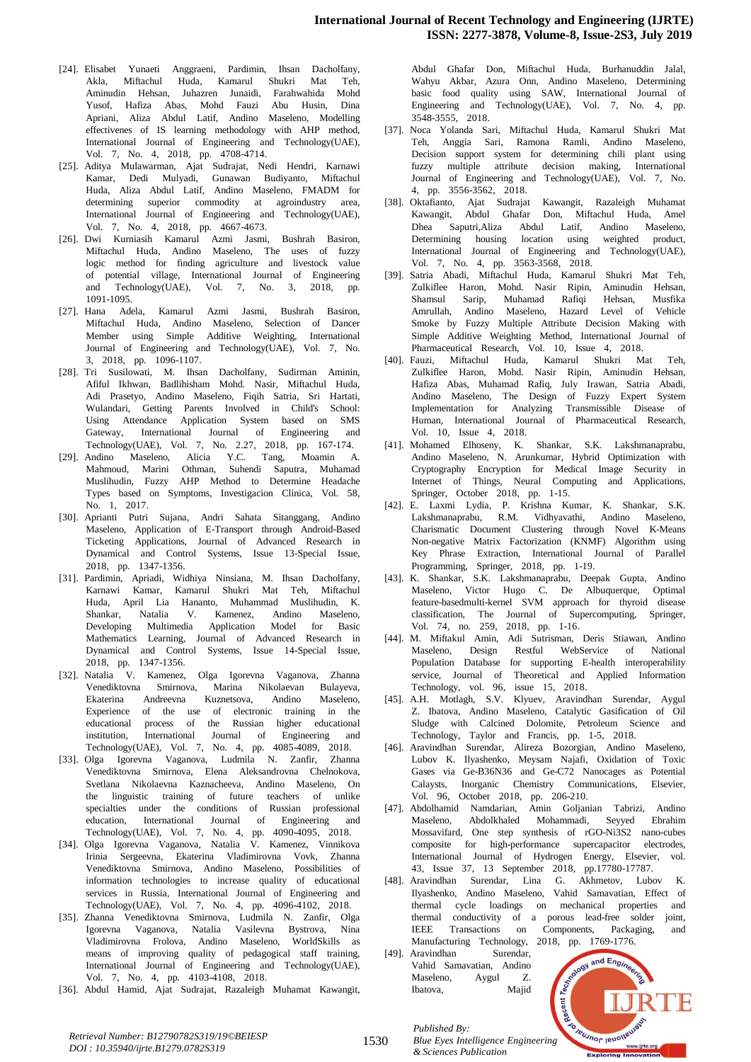[24]. Elisabet Yunaeti Anggraeni, Pardimin, Ihsan Dacholfany, Akla, Miftachul Huda, Kamarul Shukri Mat Teh, Aminudin Hehsan, Juhazren Junaidi, Farahwahida Mohd Yusof, Hafiza Abas, Mohd Fauzi Abu Husin, Dina Apriani, Aliza Abdul Latif, Andino Maseleno, Modelling effectivenes of IS learning methodology with AHP method, International Journal of Engineering and Technology(UAE), Vol. 7, No. 4, 2018, pp. 4708-4714.

[25]. Aditya Mulawarman, Ajat Sudrajat, Nedi Hendri, Karnawi Kamar, Dedi Mulyadi, Gunawan Budiyanto, Miftachul Huda, Aliza Abdul Latif, Andino Maseleno, FMADM for determining superior commodity at agroindustry area, International Journal of Engineering and Technology(UAE), Vol. 7, No. 4, 2018, pp. 4667-4673.

[26]. Dwi Kurniasih Kamarul Azmi Jasmi, Bushrah Basiron, Miftachul Huda, Andino Maseleno, The uses of fuzzy logic method for finding agriculture and livestock value of potential village, International Journal of Engineering and Technology(UAE), Vol. 7, No. 3, 2018, pp. 1091-1095.

[27]. Hana Adela, Kamarul Azmi Jasmi, Bushrah Basiron, Miftachul Huda, Andino Maseleno, Selection of Dancer Member using Simple Additive Weighting, International Journal of Engineering and Technology(UAE), Vol. 7, No. 3, 2018, pp. 1096-1107.

[28]. Tri Susilowati, M. Ihsan Dacholfany, Sudirman Aminin, Afiful Ikhwan, Badlihisham Mohd. Nasir, Miftachul Huda, Adi Prasetyo, Andino Maseleno, Fiqih Satria, Sri Hartati, Wulandari, Getting Parents Involved in Child's School: Using Attendance Application System based on SMS Gateway, International Journal of Engineering and Technology(UAE), Vol. 7, No. 2.27, 2018, pp. 167-174.

[29]. Andino Maseleno, Alicia Y.C. Tang, Moamin A. Mahmoud, Marini Othman, Suhendi Saputra, Muhamad Muslihudin, Fuzzy AHP Method to Determine Headache Types based on Symptoms, Investigacion Clinica, Vol. 58, No. 1, 2017.

[30]. Aprianti Putri Sujana, Andri Sahata Sitanggang, Andino Maseleno, Application of E-Transport through Android-Based Ticketing Applications, Journal of Advanced Research in Dynamical and Control Systems, Issue 13-Special Issue, 2018, pp. 1347-1356.

[31]. Pardimin, Apriadi, Widhiya Ninsiana, M. Ihsan Dacholfany, Karnawi Kamar, Kamarul Shukri Mat Teh, Miftachul Huda, April Lia Hananto, Muhammad Muslihudin, K. Shankar, Natalia V. Kamenez, Andino Maseleno, Developing Multimedia Application Model for Basic Mathematics Learning, Journal of Advanced Research in Dynamical and Control Systems, Issue 14-Special Issue, 2018, pp. 1347-1356.

[32]. Natalia V. Kamenez, Olga Igorevna Vaganova, Zhanna Venediktovna Smirnova, Marina Nikolaevan Bulayeva, Ekaterina Andreevna Kuznetsova, Andino Maseleno, Experience of the use of electronic training in the educational process of the Russian higher educational institution, International Journal of Engineering and Technology(UAE), Vol. 7, No. 4, pp. 4085-4089, 2018.

[33]. Olga Igorevna Vaganova, Ludmila N. Zanfir, Zhanna Venediktovna Smirnova, Elena Aleksandrovna Chelnokova, Svetlana Nikolaevna Kaznacheeva, Andino Maseleno, On the linguistic training of future teachers of unlike specialties under the conditions of Russian professional education, International Journal of Engineering and Technology(UAE), Vol. 7, No. 4, pp. 4090-4095, 2018.

[34]. Olga Igorevna Vaganova, Natalia V. Kamenez, Vinnikova Irinia Sergeevna, Ekaterina Vladimirovna Vovk, Zhanna Venediktovna Smirnova, Andino Maseleno, Possibilities of information technologies to increase quality of educational services in Russia, International Journal of Engineering and Technology(UAE), Vol. 7, No. 4, pp. 4096-4102, 2018.

[35]. Zhanna Venediktovna Smirnova, Ludmila N. Zanfir, Olga Igorevna Vaganova, Natalia Vasilevna Bystrova, Nina Vladimirovna Frolova, Andino Maseleno, WorldSkills as means of improving quality of pedagogical staff training, International Journal of Engineering and Technology(UAE), Vol. 7, No. 4, pp. 4103-4108, 2018.

[36]. Abdul Hamid, Ajat Sudrajat, Razaleigh Muhamat Kawangit, Abdul Ghafar Don, Miftachul Huda, Burhanuddin Jalal, Wahyu Akbar, Azura Onn, Andino Maseleno, Determining basic food quality using SAW, International Journal of Engineering and Technology(UAE), Vol. 7, No. 4, pp. 3548-3555, 2018.

[37]. Noca Yolanda Sari, Miftachul Huda, Kamarul Shukri Mat Teh, Anggia Sari, Ramona Ramli, Andino Maseleno, Decision support system for determining chili plant using fuzzy multiple attribute decision making, International Journal of Engineering and Technology(UAE), Vol. 7, No. 4, pp. 3556-3562, 2018.

[38]. Oktafianto, Ajat Sudrajat Kawangit, Razaleigh Muhamat Kawangit, Abdul Ghafar Don, Miftachul Huda, Amel Dhea Saputri,Aliza Abdul Latif, Andino Maseleno, Determining housing location using weighted product, International Journal of Engineering and Technology(UAE), Vol. 7, No. 4, pp. 3563-3568, 2018.

[39]. Satria Abadi, Miftachul Huda, Kamarul Shukri Mat Teh, Zulkiflee Haron, Mohd. Nasir Ripin, Aminudin Hehsan, Shamsul Sarip, Muhamad Rafiqi Hehsan, Musfika Amrullah, Andino Maseleno, Hazard Level of Vehicle Smoke by Fuzzy Multiple Attribute Decision Making with Simple Additive Weighting Method, International Journal of Pharmaceutical Research, Vol. 10, Issue 4, 2018.

[40]. Fauzi, Miftachul Huda, Kamarul Shukri Mat Teh, Zulkiflee Haron, Mohd. Nasir Ripin, Aminudin Hehsan, Hafiza Abas, Muhamad Rafiq, July Irawan, Satria Abadi, Andino Maseleno, The Design of Fuzzy Expert System Implementation for Analyzing Transmissible Disease of Human, International Journal of Pharmaceutical Research, Vol. 10, Issue 4, 2018.

[41]. Mohamed Elhoseny, K. Shankar, S.K. Lakshmanaprabu, Andino Maseleno, N. Arunkumar, Hybrid Optimization with Cryptography Encryption for Medical Image Security in Internet of Things, Neural Computing and Applications, Springer, October 2018, pp. 1-15.

[42]. E. Laxmi Lydia, P. Krishna Kumar, K. Shankar, S.K. Lakshmanaprabu, R.M. Vidhyavathi, Andino Maseleno, Charismatic Document Clustering through Novel K-Means Non-negative Matrix Factorization (KNMF) Algorithm using Key Phrase Extraction, International Journal of Parallel Programming, Springer, 2018, pp. 1-19.

[43]. K. Shankar, S.K. Lakshmanaprabu, Deepak Gupta, Andino Maseleno, Victor Hugo C. De Albuquerque, Optimal feature-basedmulti-kernel SVM approach for thyroid disease classification, The Journal of Supercomputing, Springer, Vol. 74, no. 259, 2018, pp. 1-16.

[44]. M. Miftakul Amin, Adi Sutrisman, Deris Stiawan, Andino Maseleno, Design Restful WebService of National Population Database for supporting E-health interoperability service, Journal of Theoretical and Applied Information Technology, vol. 96, issue 15, 2018.

[45]. A.H. Motlagh, S.V. Klyuev, Aravindhan Surendar, Aygul Z. Ibatova, Andino Maseleno, Catalytic Gasification of Oil Sludge with Calcined Dolomite, Petroleum Science and Technology, Taylor and Francis, pp. 1-5, 2018.

[46]. Aravindhan Surendar, Alireza Bozorgian, Andino Maseleno, Lubov K. Ilyashenko, Meysam Najafi, Oxidation of Toxic Gases via Ge-B36N36 and Ge-C72 Nanocages as Potential Calaysts, Inorganic Chemistry Communications, Elsevier, Vol. 96, October 2018, pp. 206-210.

[47]. Abdolhamid Namdarian, Amin Goljanian Tabrizi, Andino Maseleno, Abdolkhaled Mohammadi, Seyyed Ebrahim Mossavifard, One step synthesis of rGO-Ni3S2 nano-cubes composite for high-performance supercapacitor electrodes, International Journal of Hydrogen Energy, Elsevier, vol. 43, Issue 37, 13 September 2018, pp.17780-17787.

[48]. Aravindhan Surendar, Lina G. Akhmetov, Lubov K. Ilyashenko, Andino Maseleno, Vahid Samavatian, Effect of thermal cycle loadings on mechanical properties and thermal conductivity of a porous lead-free solder joint, IEEE Transactions on Components, Packaging, and Manufacturing Technology, 2018, pp. 1769-1776.

[49]. Aravindhan Surendar, Vahid Samavatian, Andino Maseleno, Aygul Z. Ibatova, Majid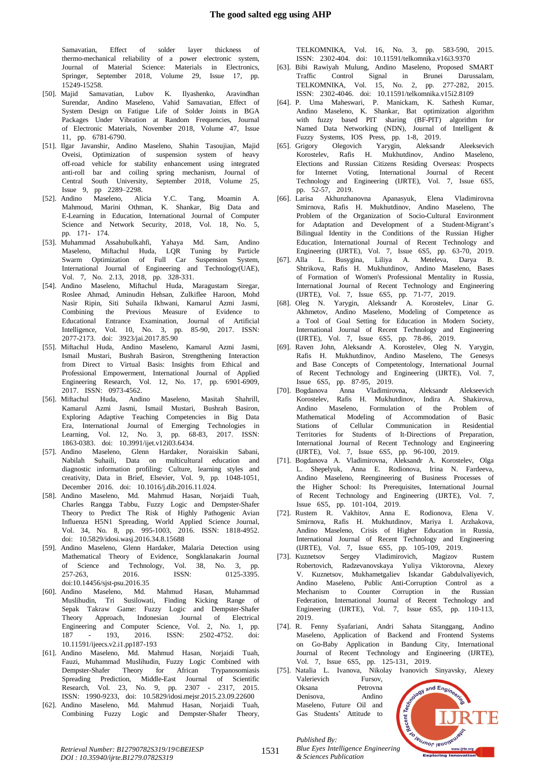Samavatian, Effect of solder layer thickness of thermo-mechanical reliability of a power electronic system, Journal of Material Science: Materials in Electronics, Springer, September 2018, Volume 29, Issue 17, pp. 15249-15258.

[50]. Majid Samavatian, Lubov K. Ilyashenko, Aravindhan Surendar, Andino Maseleno, Vahid Samavatian, Effect of System Design on Fatigue Life of Solder Joints in BGA Packages Under Vibration at Random Frequencies, Journal of Electronic Materials, November 2018, Volume 47, Issue 11, pp. 6781-6790.

[51]. Ilgar Javanshir, Andino Maseleno, Shahin Tasoujian, Majid Oveisi, Optimization of suspension system of heavy off-road vehicle for stability enhancement using integrated anti-roll bar and coiling spring mechanism, Journal of Central South University, September 2018, Volume 25, Issue 9, pp 2289–2298.

[52]. Andino Maseleno, Alicia Y.C. Tang, Moamin A. Mahmoud, Marini Othman, K. Shankar, Big Data and E-Learning in Education, International Journal of Computer Science and Network Security, 2018, Vol. 18, No. 5, pp. 171- 174.

[53]. Muhammad Assahubulkahfi, Yahaya Md. Sam, Andino Maseleno, Miftachul Huda, LQR Tuning by Particle Swarm Optimization of Full Car Suspension System, International Journal of Engineering and Technology(UAE), Vol. 7, No. 2.13, 2018, pp. 328-331.

[54]. Andino Maseleno, Miftachul Huda, Maragustam Siregar, Roslee Ahmad, Aminudin Hehsan, Zulkiflee Haroon, Mohd Nasir Ripin, Siti Suhaila Ikhwani, Kamarul Azmi Jasmi, Combining the Previous Measure of Evidence to Educational Entrance Examination, Journal of Artificial Intelligence, Vol. 10, No. 3, pp. 85-90, 2017. ISSN: 2077-2173. doi: 3923/jai.2017.85.90

[55]. Miftachul Huda, Andino Maseleno, Kamarul Azmi Jasmi, Ismail Mustari, Bushrah Basiron, Strengthening Interaction from Direct to Virtual Basis: Insights from Ethical and Professional Empowerment, International Journal of Applied Engineering Research, Vol. 12, No. 17, pp. 6901-6909, 2017. ISSN: 0973-4562.

[56]. Miftachul Huda, Andino Maseleno, Masitah Shahrill, Kamarul Azmi Jasmi, Ismail Mustari, Bushrah Basiron, Exploring Adaptive Teaching Competencies in Big Data Era, International Journal of Emerging Technologies in Learning, Vol. 12, No. 3, pp. 68-83, 2017. ISSN: 1863-0383. doi: 10.3991/ijet.v12i03.6434.

[57]. Andino Maseleno, Glenn Hardaker, Noraisikin Sabani, Nabilah Suhaili, Data on multicultural education and diagnostic information profiling: Culture, learning styles and creativity, Data in Brief, Elsevier, Vol. 9, pp. 1048-1051, December 2016. doi: 10.1016/j.dib.2016.11.024.

[58]. Andino Maseleno, Md. Mahmud Hasan, Norjaidi Tuah, Charles Rangga Tabbu, Fuzzy Logic and Dempster-Shafer Theory to Predict The Risk of Highly Pathogenic Avian Influenza H5N1 Spreading, World Applied Science Journal, Vol. 34, No. 8, pp. 995-1003, 2016. ISSN: 1818-4952. doi: 10.5829/idosi.wasj.2016.34.8.15688

[59]. Andino Maseleno, Glenn Hardaker, Malaria Detection using Mathematical Theory of Evidence, Songklanakarin Journal of Science and Technology, Vol. 38, No. 3, pp. 257-263, 2016. ISSN: 0125-3395. doi:10.14456/sjst-psu.2016.35

[60]. Andino Maseleno, Md. Mahmud Hasan, Muhammad Muslihudin, Tri Susilowati, Finding Kicking Range of Sepak Takraw Game: Fuzzy Logic and Dempster-Shafer Theory Approach, Indonesian Journal of Electrical Engineering and Computer Science, Vol. 2, No. 1, pp. 187 - 193, 2016. ISSN: 2502-4752. doi: 10.11591/ijeecs.v2.i1.pp187-193

[61]. Andino Maseleno, Md. Mahmud Hasan, Norjaidi Tuah, Fauzi, Muhammad Muslihudin, Fuzzy Logic Combined with Dempster-Shafer Theory for African Trypanosomiasis Spreading Prediction, Middle-East Journal of Scientific Research, Vol. 23, No. 9, pp. 2307 - 2317, 2015. ISSN: 1990-9233, doi: 10.5829/idosi.mejsr.2015.23.09.22600

[62]. Andino Maseleno, Md. Mahmud Hasan, Norjaidi Tuah, Combining Fuzzy Logic and Dempster-Shafer Theory, TELKOMNIKA, Vol. 16, No. 3, pp. 583-590, 2015. ISSN: 2302-404. doi: 10.11591/telkomnika.v16i3.9370

[63]. Bibi Rawiyah Mulung, Andino Maseleno, Proposed SMART Traffic Control Signal in Brunei Darussalam, TELKOMNIKA, Vol. 15, No. 2, pp. 277-282, 2015. ISSN: 2302-4046. doi: 10.11591/telkomnika.v15i2.8109

[64]. P. Uma Maheswari, P. Manickam, K. Sathesh Kumar, Andino Maseleno, K. Shankar, Bat optimization algorithm with fuzzy based PIT sharing (BF-PIT) algorithm for Named Data Networking (NDN), Journal of Intelligent & Fuzzy Systems, IOS Press, pp. 1-8, 2019.

[65]. Grigory Olegovich Yarygin, Aleksandr Aleeksevich Korostelev, Rafis H. Mukhutdinov, Andino Maseleno, Elections and Russian Citizens Residing Overseas: Prospects for Internet Voting, International Journal of Recent Technology and Engineering (IJRTE), Vol. 7, Issue 6S5, pp. 52-57, 2019.

[66]. Larisa Akhunzhanovna Apanasyuk, Elena Vladimirovna Smirnova, Rafis H. Mukhutdinov, Andino Maseleno, The Problem of the Organization of Socio-Cultural Environment for Adaptation and Development of a Student-Migrant's Bilingual Identity in the Conditions of the Russian Higher Education, International Journal of Recent Technology and Engineering (IJRTE), Vol. 7, Issue 6S5, pp. 63-70, 2019.

[67]. Alla L. Busygina, Liliya A. Meteleva, Darya B. Shtrikova, Rafis H. Mukhutdinov, Andino Maseleno, Bases of Formation of Women's Professional Mentality in Russia, International Journal of Recent Technology and Engineering (IJRTE), Vol. 7, Issue 6S5, pp. 71-77, 2019.

[68]. Oleg N. Yarygin, Aleksandr A. Korostelev, Linar G. Akhmetov, Andino Maseleno, Modeling of Competence as a Tool of Goal Setting for Education in Modern Society, International Journal of Recent Technology and Engineering (IJRTE), Vol. 7, Issue 6S5, pp. 78-86, 2019.

[69]. Raven John, Aleksandr A. Korostelev, Oleg N. Yarygin, Rafis H. Mukhutdinov, Andino Maseleno, The Genesys and Base Concepts of Competentology, International Journal of Recent Technology and Engineering (IJRTE), Vol. 7, Issue 6S5, pp. 87-95, 2019.

[70]. Bogdanova Anna Vladimirovna, Aleksandr Alekseevich Korostelev, Rafis H. Mukhutdinov, Indira A. Shakirova, Andino Maseleno, Formulation of the Problem of Mathematical Modeling of Accommodation of Basic Stations of Cellular Communication in Residential Territories for Students of It-Directions of Preparation, International Journal of Recent Technology and Engineering (IJRTE), Vol. 7, Issue 6S5, pp. 96-100, 2019.

[71]. Bogdanova A. Vladimirovna, Aleksandr A. Korostelev, Olga L. Shepelyuk, Anna E. Rodionova, Irina N. Fardeeva, Andino Maseleno, Reengineering of Business Processes of the Higher School: Its Prerequisites, International Journal of Recent Technology and Engineering (IJRTE), Vol. 7, Issue 6S5, pp. 101-104, 2019.

[72]. Rustem R. Vakhitov, Anna E. Rodionova, Elena V. Smirnova, Rafis H. Mukhutdinov, Mariya I. Arzhakova, Andino Maseleno, Crisis of Higher Education in Russia, International Journal of Recent Technology and Engineering (IJRTE), Vol. 7, Issue 6S5, pp. 105-109, 2019.

[73]. Kuznetsov Sergey Vladimirovich, Magizov Rustem Robertovich, Radzevanovskaya Yuliya Viktorovna, Alexey V. Kuznetsov, Mukhametgaliev Iskandar Galievich, Andino Maseleno, Public Anti-Corruption Control as a Mechanism to Counter Corruption in the Russian Federation, International Journal of Recent Technology and Engineering (IJRTE), Vol. 7, Issue 6S5, pp. 110-113, 2019.

[74]. R. Fenny Syafariani, Andri Sahata Sitanggang, Andino Maseleno, Application of Backend and Frontend Systems on Go-Baby Application in Bandung City, International Journal of Recent Technology and Engineering (IJRTE), Vol. 7, Issue 6S5, pp. 125-131, 2019.

[75]. Natalia L. Ivanova, Nikolay Ivanovich Sinyavsky, Alexey Valerievich Fursov, Oksana Petrovna Denisova, Andino Maseleno, Future Oil and Gas Students' Attitude to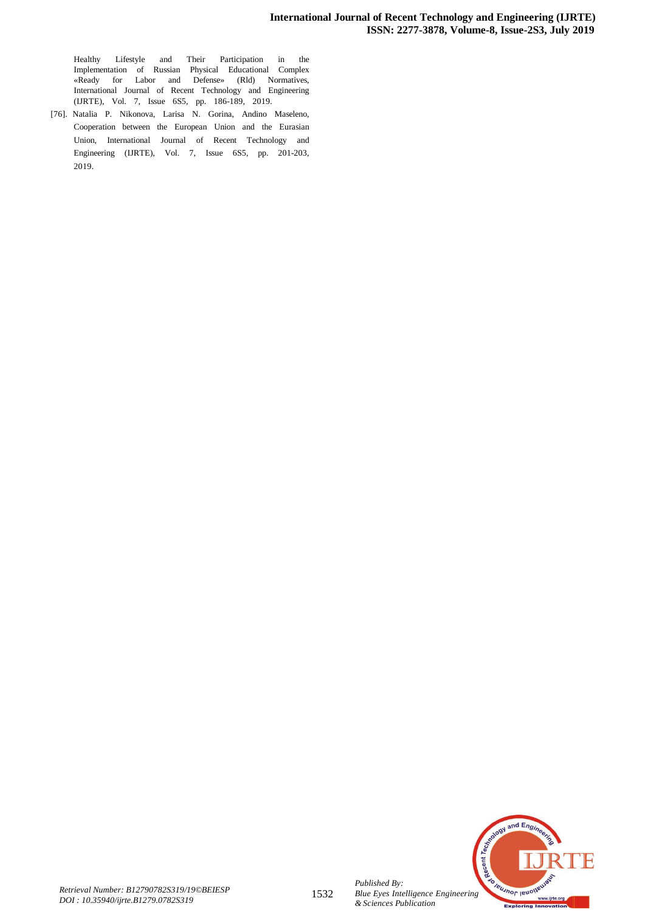Healthy Lifestyle and Their Participation in the Implementation of Russian Physical Educational Complex «Ready for Labor and Defense» (Rld) Normatives, International Journal of Recent Technology and Engineering (IJRTE), Vol. 7, Issue 6S5, pp. 186-189, 2019.

[76]. Natalia P. Nikonova, Larisa N. Gorina, Andino Maseleno, Cooperation between the European Union and the Eurasian Union, International Journal of Recent Technology and Engineering (IJRTE), Vol. 7, Issue 6S5, pp. 201-203, 2019.